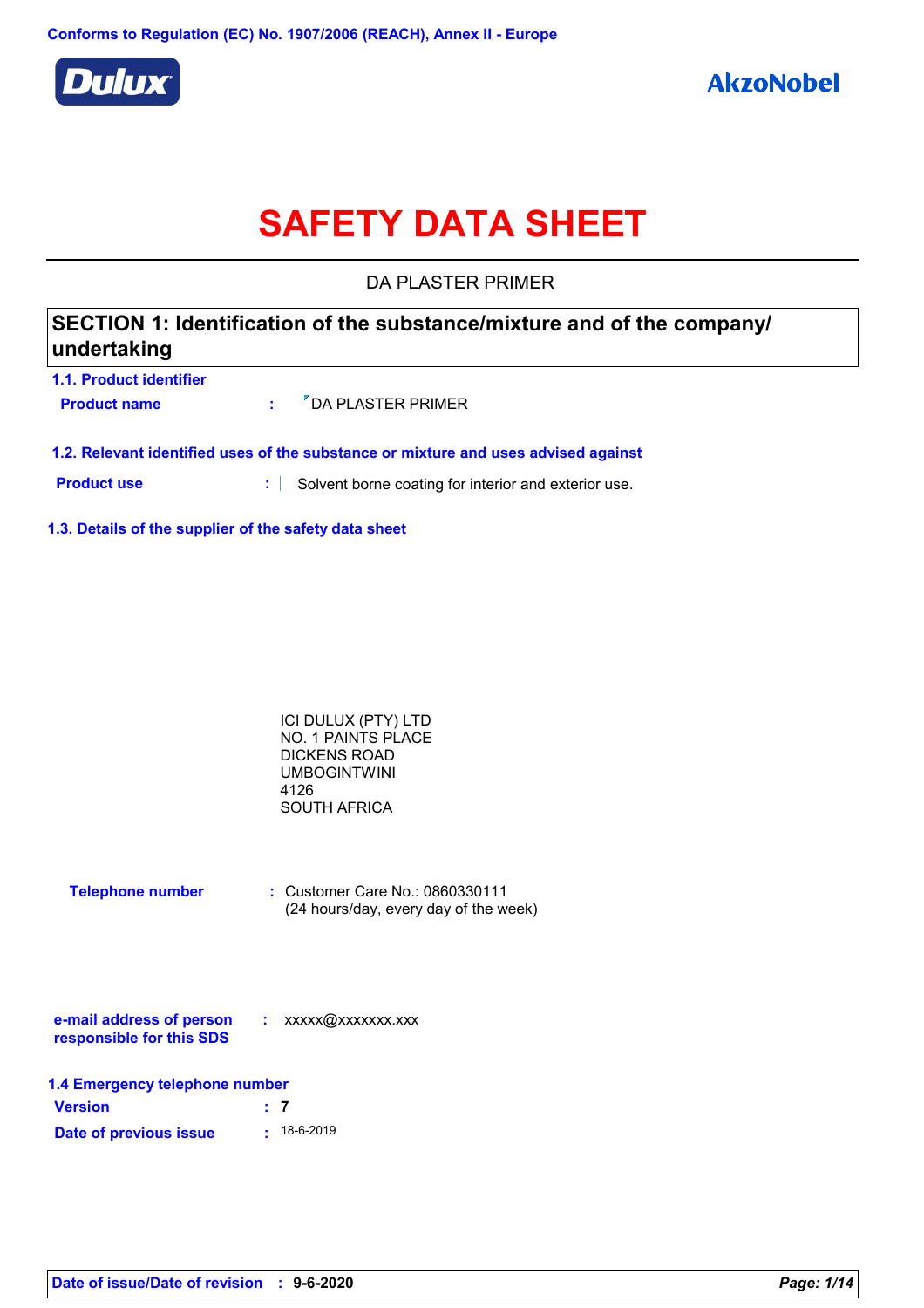Conforms to Regulation (EC) No. 1907/2006 (REACH), Annex II - Europe

Dulux

AkzoNobel

# SAFETY DATA SHEET

DA PLASTER PRIMER

## SECTION 1: Identification of the substance/mixture and of the company/ undertaking

### 1.1. Product identifier

**Product name** : DA PLASTER PRIMER

### 1.2. Relevant identified uses of the substance or mixture and uses advised against

**Product use** : Solvent borne coating for interior and exterior use.

### 1.3. Details of the supplier of the safety data sheet

ICI DULUX (PTY) LTD
NO. 1 PAINTS PLACE
DICKENS ROAD
UMBOGINTWINI
4126
SOUTH AFRICA

**Telephone number** : Customer Care No.: 0860330111
(24 hours/day, every day of the week)

**e-mail address of person responsible for this SDS** : xxxxx@xxxxxxx.xxx

### 1.4 Emergency telephone number

**Version** : 7

**Date of previous issue** : 18-6-2019

**Date of issue/Date of revision** : 9-6-2020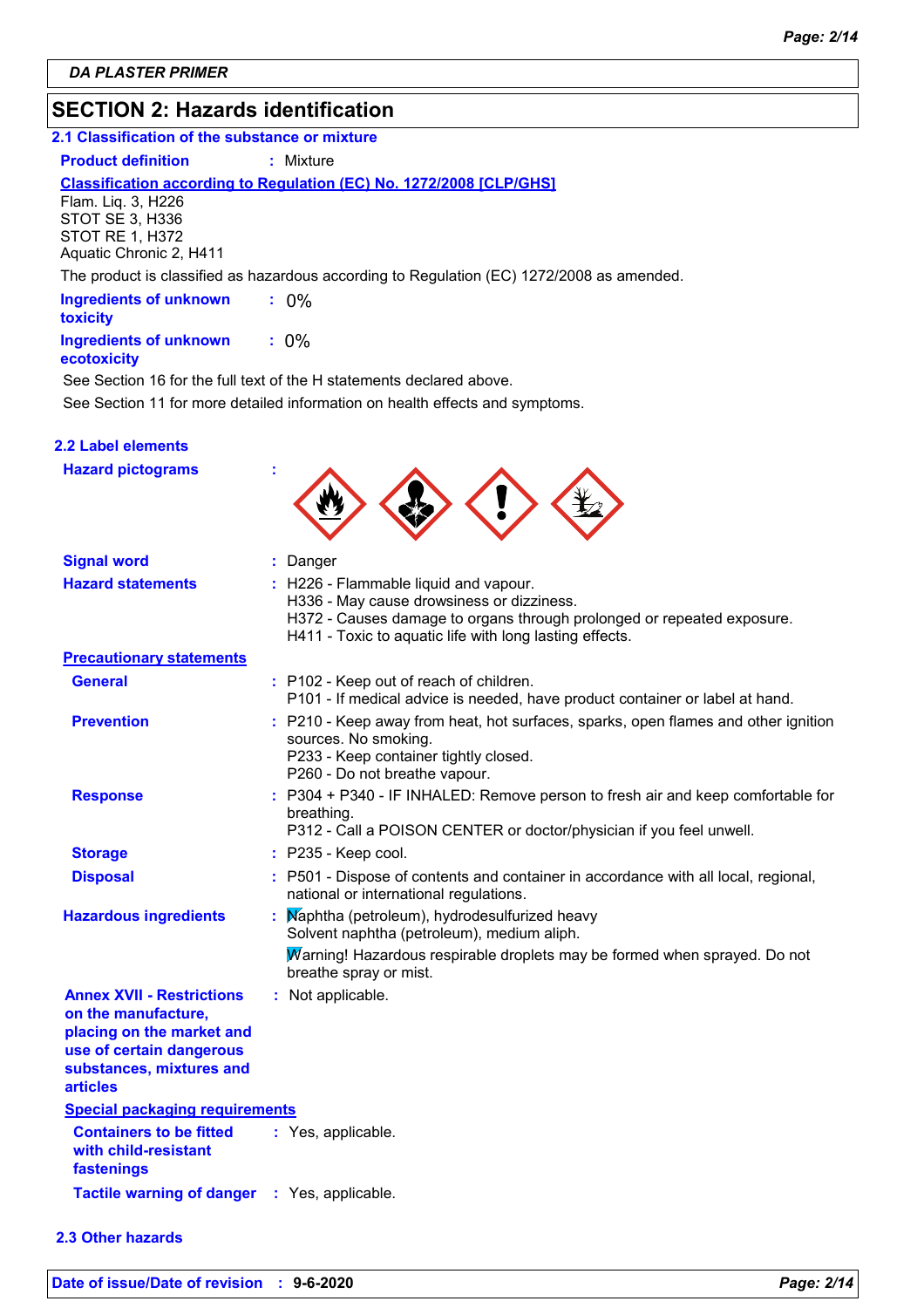**DA PLASTER PRIMER**

## SECTION 2: Hazards identification

### 2.1 Classification of the substance or mixture

**Product definition** : Mixture

**Classification according to Regulation (EC) No. 1272/2008 [CLP/GHS]**

Flam. Liq. 3, H226
STOT SE 3, H336
STOT RE 1, H372
Aquatic Chronic 2, H411

The product is classified as hazardous according to Regulation (EC) 1272/2008 as amended.

**Ingredients of unknown toxicity** : 0%

**Ingredients of unknown ecotoxicity** : 0%

See Section 16 for the full text of the H statements declared above.

See Section 11 for more detailed information on health effects and symptoms.

### 2.2 Label elements

**Hazard pictograms** :

**Signal word** : Danger

**Hazard statements** :
H226 - Flammable liquid and vapour.
H336 - May cause drowsiness or dizziness.
H372 - Causes damage to organs through prolonged or repeated exposure.
H411 - Toxic to aquatic life with long lasting effects.

**Precautionary statements**

**General** :
P102 - Keep out of reach of children.
P101 - If medical advice is needed, have product container or label at hand.

**Prevention** :
P210 - Keep away from heat, hot surfaces, sparks, open flames and other ignition sources. No smoking.
P233 - Keep container tightly closed.
P260 - Do not breathe vapour.

**Response** :
P304 + P340 - IF INHALED: Remove person to fresh air and keep comfortable for breathing.
P312 - Call a POISON CENTER or doctor/physician if you feel unwell.

**Storage** : P235 - Keep cool.

**Disposal** : P501 - Dispose of contents and container in accordance with all local, regional, national or international regulations.

**Hazardous ingredients** :
Naphtha (petroleum), hydrodesulfurized heavy
Solvent naphtha (petroleum), medium aliph.

Warning! Hazardous respirable droplets may be formed when sprayed. Do not breathe spray or mist.

**Annex XVII - Restrictions on the manufacture, placing on the market and use of certain dangerous substances, mixtures and articles** : Not applicable.

**Special packaging requirements**

**Containers to be fitted with child-resistant fastenings** : Yes, applicable.

**Tactile warning of danger** : Yes, applicable.

### 2.3 Other hazards

**Date of issue/Date of revision** : 9-6-2020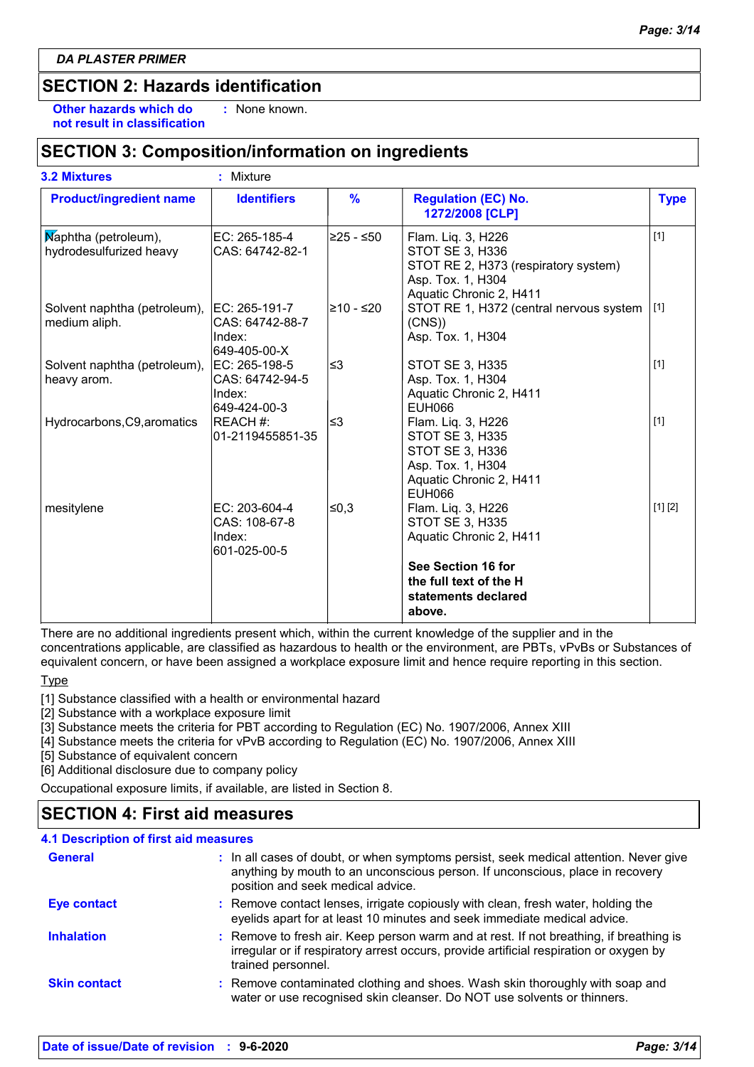DA PLASTER PRIMER

## SECTION 2: Hazards identification

**Other hazards which do not result in classification** : None known.

## SECTION 3: Composition/information on ingredients

**3.2 Mixtures** : Mixture

| Product/ingredient name | Identifiers | % | Regulation (EC) No. 1272/2008 [CLP] | Type |
|---|---|---|---|---|
| Naphtha (petroleum), hydrodesulfurized heavy | EC: 265-185-4<br>CAS: 64742-82-1 | ≥25 - ≤50 | Flam. Liq. 3, H226<br>STOT SE 3, H336<br>STOT RE 2, H373 (respiratory system)<br>Asp. Tox. 1, H304<br>Aquatic Chronic 2, H411 | [1] |
| Solvent naphtha (petroleum), medium aliph. | EC: 265-191-7<br>CAS: 64742-88-7<br>Index: 649-405-00-X | ≥10 - ≤20 | STOT RE 1, H372 (central nervous system (CNS))<br>Asp. Tox. 1, H304 | [1] |
| Solvent naphtha (petroleum), heavy arom. | EC: 265-198-5<br>CAS: 64742-94-5<br>Index: 649-424-00-3 | ≤3 | STOT SE 3, H335<br>Asp. Tox. 1, H304<br>Aquatic Chronic 2, H411<br>EUH066 | [1] |
| Hydrocarbons,C9,aromatics | REACH #: 01-2119455851-35 | ≤3 | Flam. Liq. 3, H226<br>STOT SE 3, H335<br>STOT SE 3, H336<br>Asp. Tox. 1, H304<br>Aquatic Chronic 2, H411<br>EUH066 | [1] |
| mesitylene | EC: 203-604-4<br>CAS: 108-67-8<br>Index: 601-025-00-5 | ≤0,3 | Flam. Liq. 3, H226<br>STOT SE 3, H335<br>Aquatic Chronic 2, H411<br><br>**See Section 16 for the full text of the H statements declared above.** | [1] [2] |

There are no additional ingredients present which, within the current knowledge of the supplier and in the concentrations applicable, are classified as hazardous to health or the environment, are PBTs, vPvBs or Substances of equivalent concern, or have been assigned a workplace exposure limit and hence require reporting in this section.

Type

[1] Substance classified with a health or environmental hazard
[2] Substance with a workplace exposure limit
[3] Substance meets the criteria for PBT according to Regulation (EC) No. 1907/2006, Annex XIII
[4] Substance meets the criteria for vPvB according to Regulation (EC) No. 1907/2006, Annex XIII
[5] Substance of equivalent concern
[6] Additional disclosure due to company policy

Occupational exposure limits, if available, are listed in Section 8.

## SECTION 4: First aid measures

**4.1 Description of first aid measures**

**General** : In all cases of doubt, or when symptoms persist, seek medical attention. Never give anything by mouth to an unconscious person. If unconscious, place in recovery position and seek medical advice.

**Eye contact** : Remove contact lenses, irrigate copiously with clean, fresh water, holding the eyelids apart for at least 10 minutes and seek immediate medical advice.

**Inhalation** : Remove to fresh air. Keep person warm and at rest. If not breathing, if breathing is irregular or if respiratory arrest occurs, provide artificial respiration or oxygen by trained personnel.

**Skin contact** : Remove contaminated clothing and shoes. Wash skin thoroughly with soap and water or use recognised skin cleanser. Do NOT use solvents or thinners.

**Date of issue/Date of revision** : **9-6-2020**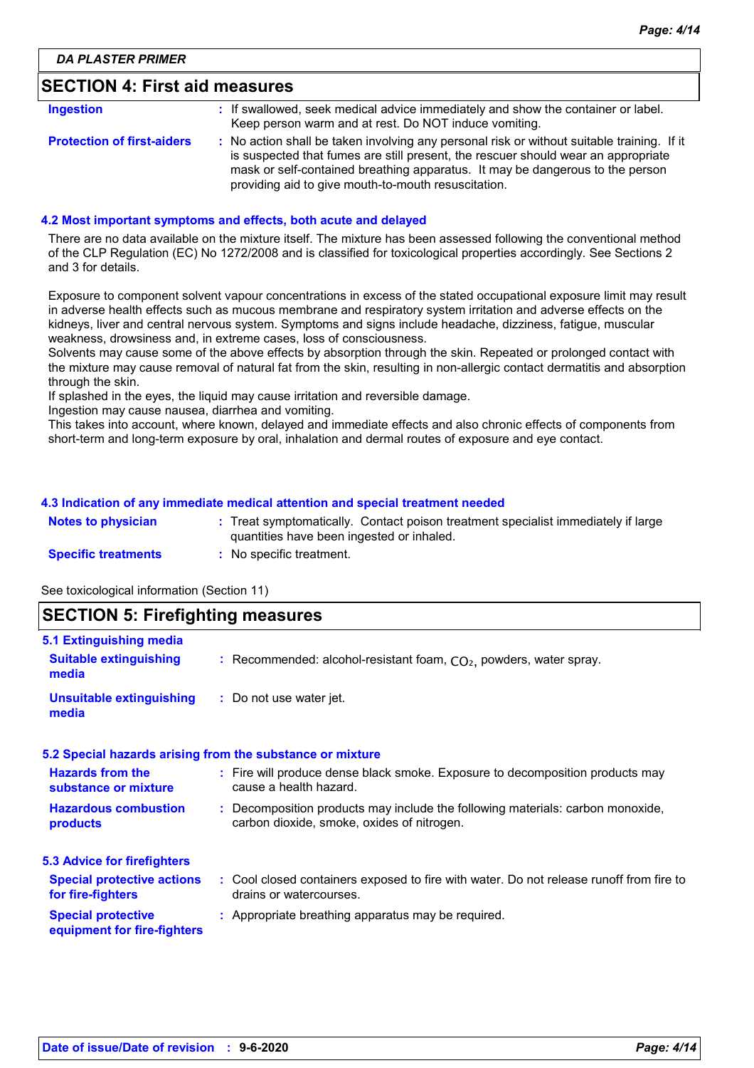## SECTION 4: First aid measures

**Ingestion** : If swallowed, seek medical advice immediately and show the container or label. Keep person warm and at rest. Do NOT induce vomiting.

**Protection of first-aiders** : No action shall be taken involving any personal risk or without suitable training. If it is suspected that fumes are still present, the rescuer should wear an appropriate mask or self-contained breathing apparatus. It may be dangerous to the person providing aid to give mouth-to-mouth resuscitation.

### 4.2 Most important symptoms and effects, both acute and delayed

There are no data available on the mixture itself. The mixture has been assessed following the conventional method of the CLP Regulation (EC) No 1272/2008 and is classified for toxicological properties accordingly. See Sections 2 and 3 for details.

Exposure to component solvent vapour concentrations in excess of the stated occupational exposure limit may result in adverse health effects such as mucous membrane and respiratory system irritation and adverse effects on the kidneys, liver and central nervous system. Symptoms and signs include headache, dizziness, fatigue, muscular weakness, drowsiness and, in extreme cases, loss of consciousness.
Solvents may cause some of the above effects by absorption through the skin. Repeated or prolonged contact with the mixture may cause removal of natural fat from the skin, resulting in non-allergic contact dermatitis and absorption through the skin.
If splashed in the eyes, the liquid may cause irritation and reversible damage.
Ingestion may cause nausea, diarrhea and vomiting.
This takes into account, where known, delayed and immediate effects and also chronic effects of components from short-term and long-term exposure by oral, inhalation and dermal routes of exposure and eye contact.

### 4.3 Indication of any immediate medical attention and special treatment needed

**Notes to physician** : Treat symptomatically. Contact poison treatment specialist immediately if large quantities have been ingested or inhaled.

**Specific treatments** : No specific treatment.

See toxicological information (Section 11)

## SECTION 5: Firefighting measures

### 5.1 Extinguishing media

**Suitable extinguishing media** : Recommended: alcohol-resistant foam, $CO_2$, powders, water spray.

**Unsuitable extinguishing media** : Do not use water jet.

### 5.2 Special hazards arising from the substance or mixture

**Hazards from the substance or mixture** : Fire will produce dense black smoke. Exposure to decomposition products may cause a health hazard.

**Hazardous combustion products** : Decomposition products may include the following materials: carbon monoxide, carbon dioxide, smoke, oxides of nitrogen.

### 5.3 Advice for firefighters

**Special protective actions for fire-fighters** : Cool closed containers exposed to fire with water. Do not release runoff from fire to drains or watercourses.

**Special protective equipment for fire-fighters** : Appropriate breathing apparatus may be required.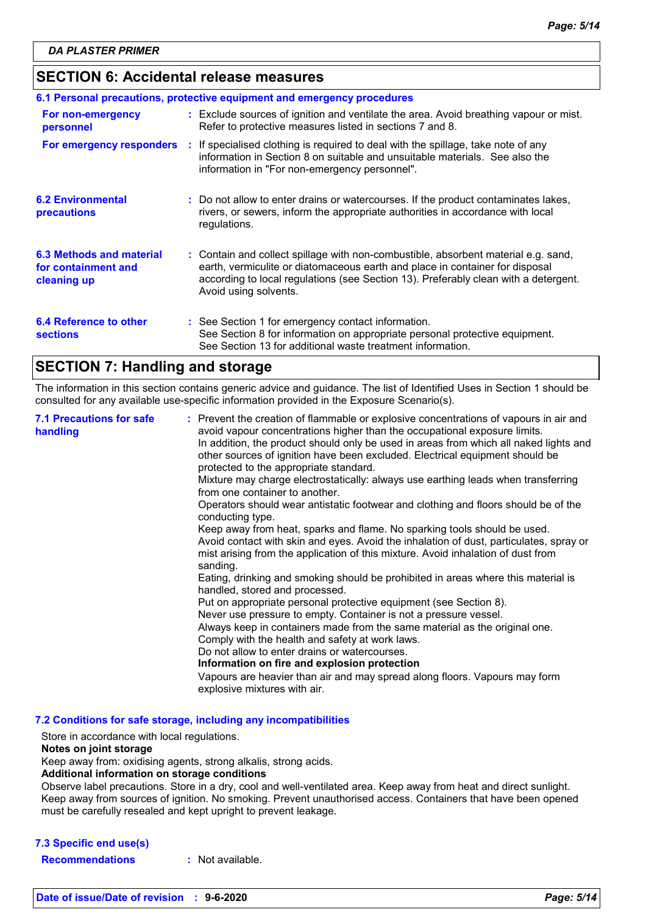## SECTION 6: Accidental release measures

### 6.1 Personal precautions, protective equipment and emergency procedures

**For non-emergency personnel** : Exclude sources of ignition and ventilate the area. Avoid breathing vapour or mist. Refer to protective measures listed in sections 7 and 8.

**For emergency responders** : If specialised clothing is required to deal with the spillage, take note of any information in Section 8 on suitable and unsuitable materials. See also the information in "For non-emergency personnel".

**6.2 Environmental precautions** : Do not allow to enter drains or watercourses. If the product contaminates lakes, rivers, or sewers, inform the appropriate authorities in accordance with local regulations.

**6.3 Methods and material for containment and cleaning up** : Contain and collect spillage with non-combustible, absorbent material e.g. sand, earth, vermiculite or diatomaceous earth and place in container for disposal according to local regulations (see Section 13). Preferably clean with a detergent. Avoid using solvents.

**6.4 Reference to other sections** : See Section 1 for emergency contact information.
See Section 8 for information on appropriate personal protective equipment.
See Section 13 for additional waste treatment information.

## SECTION 7: Handling and storage

The information in this section contains generic advice and guidance. The list of Identified Uses in Section 1 should be consulted for any available use-specific information provided in the Exposure Scenario(s).

**7.1 Precautions for safe handling** : Prevent the creation of flammable or explosive concentrations of vapours in air and avoid vapour concentrations higher than the occupational exposure limits.
In addition, the product should only be used in areas from which all naked lights and other sources of ignition have been excluded. Electrical equipment should be protected to the appropriate standard.
Mixture may charge electrostatically: always use earthing leads when transferring from one container to another.
Operators should wear antistatic footwear and clothing and floors should be of the conducting type.
Keep away from heat, sparks and flame. No sparking tools should be used.
Avoid contact with skin and eyes. Avoid the inhalation of dust, particulates, spray or mist arising from the application of this mixture. Avoid inhalation of dust from sanding.
Eating, drinking and smoking should be prohibited in areas where this material is handled, stored and processed.
Put on appropriate personal protective equipment (see Section 8).
Never use pressure to empty. Container is not a pressure vessel.
Always keep in containers made from the same material as the original one.
Comply with the health and safety at work laws.
Do not allow to enter drains or watercourses.
**Information on fire and explosion protection**
Vapours are heavier than air and may spread along floors. Vapours may form explosive mixtures with air.

### 7.2 Conditions for safe storage, including any incompatibilities

Store in accordance with local regulations.
**Notes on joint storage**
Keep away from: oxidising agents, strong alkalis, strong acids.
**Additional information on storage conditions**
Observe label precautions. Store in a dry, cool and well-ventilated area. Keep away from heat and direct sunlight. Keep away from sources of ignition. No smoking. Prevent unauthorised access. Containers that have been opened must be carefully resealed and kept upright to prevent leakage.

### 7.3 Specific end use(s)

**Recommendations** : Not available.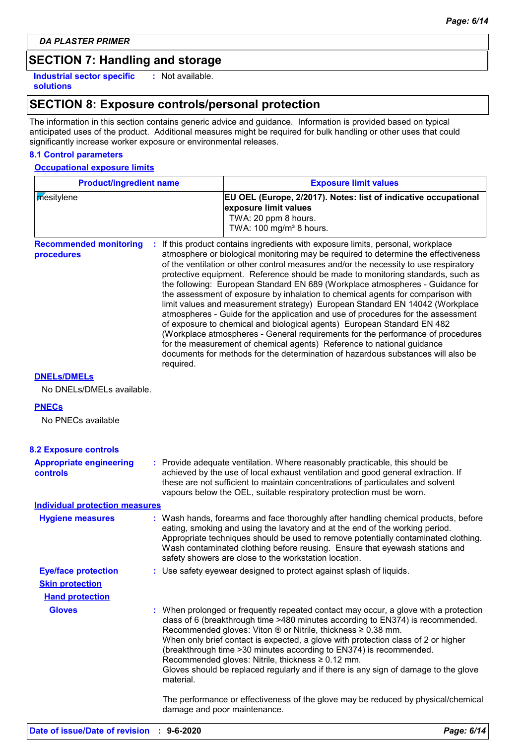DA PLASTER PRIMER

## SECTION 7: Handling and storage

**Industrial sector specific solutions** : Not available.

## SECTION 8: Exposure controls/personal protection

The information in this section contains generic advice and guidance. Information is provided based on typical anticipated uses of the product. Additional measures might be required for bulk handling or other uses that could significantly increase worker exposure or environmental releases.

### 8.1 Control parameters

**Occupational exposure limits**

| Product/ingredient name | Exposure limit values |
|---|---|
| mesitylene | **EU OEL (Europe, 2/2017). Notes: list of indicative occupational exposure limit values**<br>TWA: 20 ppm 8 hours.<br>TWA: 100 mg/m³ 8 hours. |

**Recommended monitoring procedures** : If this product contains ingredients with exposure limits, personal, workplace atmosphere or biological monitoring may be required to determine the effectiveness of the ventilation or other control measures and/or the necessity to use respiratory protective equipment. Reference should be made to monitoring standards, such as the following: European Standard EN 689 (Workplace atmospheres - Guidance for the assessment of exposure by inhalation to chemical agents for comparison with limit values and measurement strategy) European Standard EN 14042 (Workplace atmospheres - Guide for the application and use of procedures for the assessment of exposure to chemical and biological agents) European Standard EN 482 (Workplace atmospheres - General requirements for the performance of procedures for the measurement of chemical agents) Reference to national guidance documents for methods for the determination of hazardous substances will also be required.

**DNELs/DMELs**

No DNELs/DMELs available.

**PNECs**

No PNECs available

### 8.2 Exposure controls

**Appropriate engineering controls** : Provide adequate ventilation. Where reasonably practicable, this should be achieved by the use of local exhaust ventilation and good general extraction. If these are not sufficient to maintain concentrations of particulates and solvent vapours below the OEL, suitable respiratory protection must be worn.

**Individual protection measures**

**Hygiene measures** : Wash hands, forearms and face thoroughly after handling chemical products, before eating, smoking and using the lavatory and at the end of the working period. Appropriate techniques should be used to remove potentially contaminated clothing. Wash contaminated clothing before reusing. Ensure that eyewash stations and safety showers are close to the workstation location.

**Eye/face protection** : Use safety eyewear designed to protect against splash of liquids.

**Skin protection**

**Hand protection**

**Gloves** : When prolonged or frequently repeated contact may occur, a glove with a protection class of 6 (breakthrough time >480 minutes according to EN374) is recommended. Recommended gloves: Viton ® or Nitrile, thickness ≥ 0.38 mm.
When only brief contact is expected, a glove with protection class of 2 or higher (breakthrough time >30 minutes according to EN374) is recommended.
Recommended gloves: Nitrile, thickness ≥ 0.12 mm.
Gloves should be replaced regularly and if there is any sign of damage to the glove material.

The performance or effectiveness of the glove may be reduced by physical/chemical damage and poor maintenance.

**Date of issue/Date of revision** : **9-6-2020**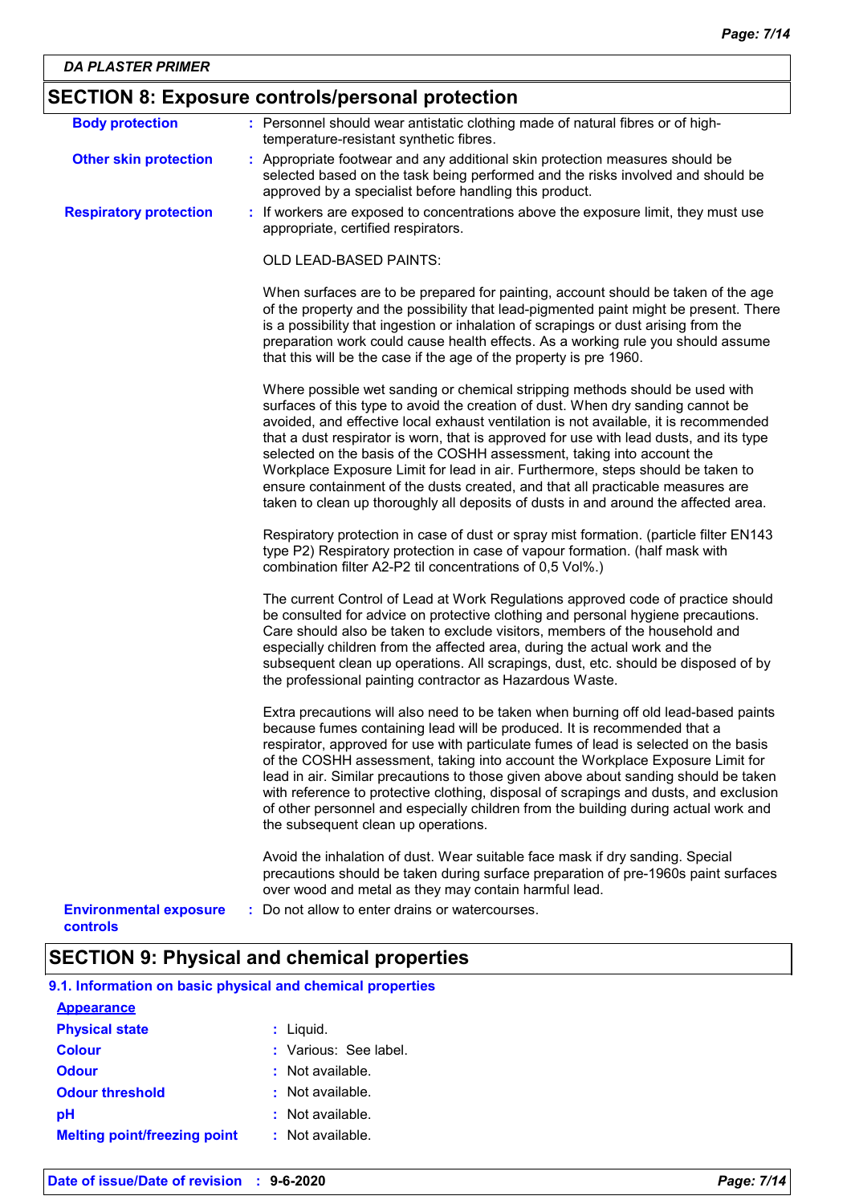## SECTION 8: Exposure controls/personal protection

**Body protection** : Personnel should wear antistatic clothing made of natural fibres or of high-temperature-resistant synthetic fibres.

**Other skin protection** : Appropriate footwear and any additional skin protection measures should be selected based on the task being performed and the risks involved and should be approved by a specialist before handling this product.

**Respiratory protection** : If workers are exposed to concentrations above the exposure limit, they must use appropriate, certified respirators.

OLD LEAD-BASED PAINTS:

When surfaces are to be prepared for painting, account should be taken of the age of the property and the possibility that lead-pigmented paint might be present. There is a possibility that ingestion or inhalation of scrapings or dust arising from the preparation work could cause health effects. As a working rule you should assume that this will be the case if the age of the property is pre 1960.

Where possible wet sanding or chemical stripping methods should be used with surfaces of this type to avoid the creation of dust. When dry sanding cannot be avoided, and effective local exhaust ventilation is not available, it is recommended that a dust respirator is worn, that is approved for use with lead dusts, and its type selected on the basis of the COSHH assessment, taking into account the Workplace Exposure Limit for lead in air. Furthermore, steps should be taken to ensure containment of the dusts created, and that all practicable measures are taken to clean up thoroughly all deposits of dusts in and around the affected area.

Respiratory protection in case of dust or spray mist formation. (particle filter EN143 type P2) Respiratory protection in case of vapour formation. (half mask with combination filter A2-P2 til concentrations of 0,5 Vol%.)

The current Control of Lead at Work Regulations approved code of practice should be consulted for advice on protective clothing and personal hygiene precautions. Care should also be taken to exclude visitors, members of the household and especially children from the affected area, during the actual work and the subsequent clean up operations. All scrapings, dust, etc. should be disposed of by the professional painting contractor as Hazardous Waste.

Extra precautions will also need to be taken when burning off old lead-based paints because fumes containing lead will be produced. It is recommended that a respirator, approved for use with particulate fumes of lead is selected on the basis of the COSHH assessment, taking into account the Workplace Exposure Limit for lead in air. Similar precautions to those given above about sanding should be taken with reference to protective clothing, disposal of scrapings and dusts, and exclusion of other personnel and especially children from the building during actual work and the subsequent clean up operations.

Avoid the inhalation of dust. Wear suitable face mask if dry sanding. Special precautions should be taken during surface preparation of pre-1960s paint surfaces over wood and metal as they may contain harmful lead.

**Environmental exposure controls** : Do not allow to enter drains or watercourses.

## SECTION 9: Physical and chemical properties

### 9.1. Information on basic physical and chemical properties

**Appearance**

**Physical state** : Liquid.

**Colour** : Various: See label.

**Odour** : Not available.

**Odour threshold** : Not available.

**pH** : Not available.

**Melting point/freezing point** : Not available.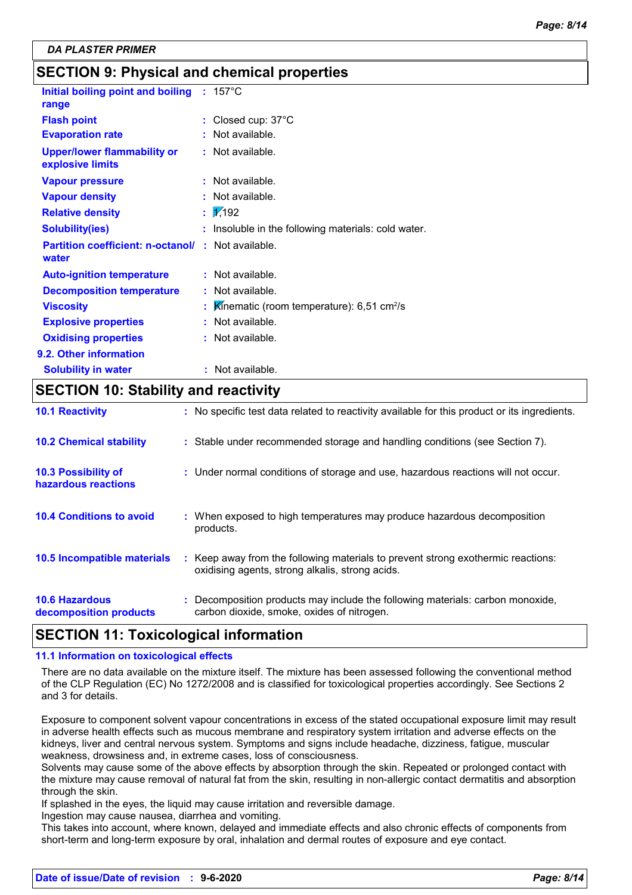DA PLASTER PRIMER

## SECTION 9: Physical and chemical properties

| | | |
|---|---|---|
| **Initial boiling point and boiling range** | : | 157°C |
| **Flash point** | : | Closed cup: 37°C |
| **Evaporation rate** | : | Not available. |
| **Upper/lower flammability or explosive limits** | : | Not available. |
| **Vapour pressure** | : | Not available. |
| **Vapour density** | : | Not available. |
| **Relative density** | : | 1,192 |
| **Solubility(ies)** | : | Insoluble in the following materials: cold water. |
| **Partition coefficient: n-octanol/ water** | : | Not available. |
| **Auto-ignition temperature** | : | Not available. |
| **Decomposition temperature** | : | Not available. |
| **Viscosity** | : | Kinematic (room temperature): 6,51 $cm^2/s$ |
| **Explosive properties** | : | Not available. |
| **Oxidising properties** | : | Not available. |

**9.2. Other information**

| | | |
|---|---|---|
| **Solubility in water** | : | Not available. |

## SECTION 10: Stability and reactivity

| | | |
|---|---|---|
| **10.1 Reactivity** | : | No specific test data related to reactivity available for this product or its ingredients. |
| **10.2 Chemical stability** | : | Stable under recommended storage and handling conditions (see Section 7). |
| **10.3 Possibility of hazardous reactions** | : | Under normal conditions of storage and use, hazardous reactions will not occur. |
| **10.4 Conditions to avoid** | : | When exposed to high temperatures may produce hazardous decomposition products. |
| **10.5 Incompatible materials** | : | Keep away from the following materials to prevent strong exothermic reactions: oxidising agents, strong alkalis, strong acids. |
| **10.6 Hazardous decomposition products** | : | Decomposition products may include the following materials: carbon monoxide, carbon dioxide, smoke, oxides of nitrogen. |

## SECTION 11: Toxicological information

### 11.1 Information on toxicological effects

There are no data available on the mixture itself. The mixture has been assessed following the conventional method of the CLP Regulation (EC) No 1272/2008 and is classified for toxicological properties accordingly. See Sections 2 and 3 for details.

Exposure to component solvent vapour concentrations in excess of the stated occupational exposure limit may result in adverse health effects such as mucous membrane and respiratory system irritation and adverse effects on the kidneys, liver and central nervous system. Symptoms and signs include headache, dizziness, fatigue, muscular weakness, drowsiness and, in extreme cases, loss of consciousness.
Solvents may cause some of the above effects by absorption through the skin. Repeated or prolonged contact with the mixture may cause removal of natural fat from the skin, resulting in non-allergic contact dermatitis and absorption through the skin.
If splashed in the eyes, the liquid may cause irritation and reversible damage.
Ingestion may cause nausea, diarrhea and vomiting.
This takes into account, where known, delayed and immediate effects and also chronic effects of components from short-term and long-term exposure by oral, inhalation and dermal routes of exposure and eye contact.

**Date of issue/Date of revision** : **9-6-2020**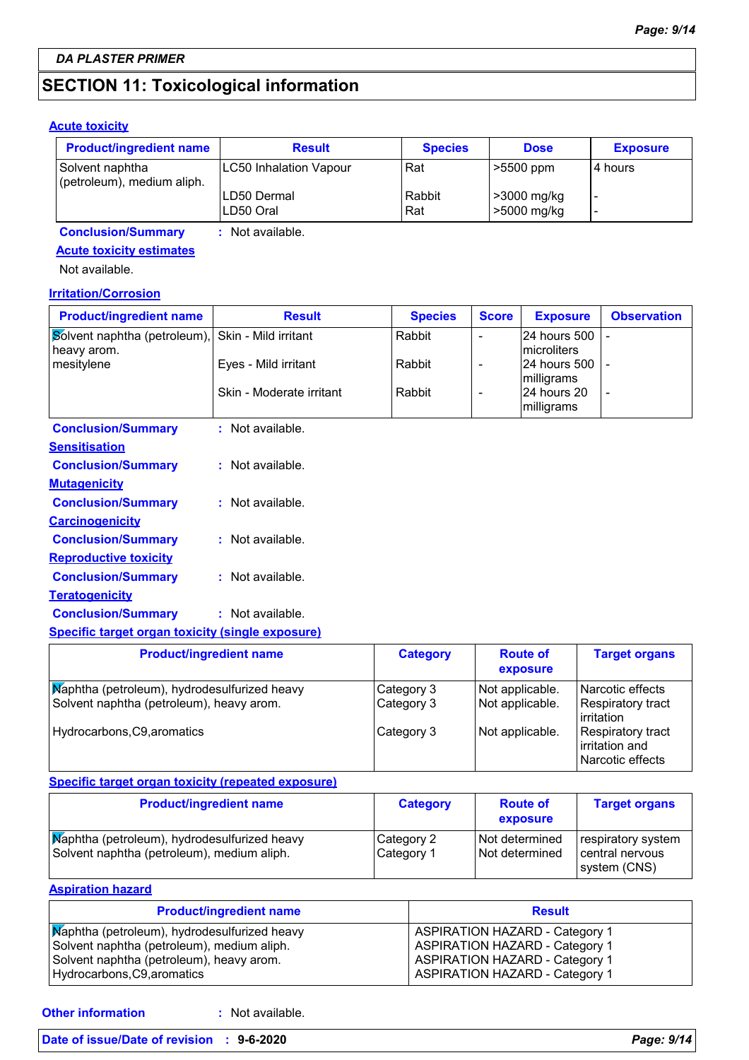DA PLASTER PRIMER

## SECTION 11: Toxicological information

### Acute toxicity

| Product/ingredient name | Result | Species | Dose | Exposure |
|---|---|---|---|---|
| Solvent naphtha (petroleum), medium aliph. | LC50 Inhalation Vapour | Rat | >5500 ppm | 4 hours |
| | LD50 Dermal | Rabbit | >3000 mg/kg | - |
| | LD50 Oral | Rat | >5000 mg/kg | - |

**Conclusion/Summary** : Not available.

**Acute toxicity estimates**

Not available.

### Irritation/Corrosion

| Product/ingredient name | Result | Species | Score | Exposure | Observation |
|---|---|---|---|---|---|
| Solvent naphtha (petroleum), heavy arom. | Skin - Mild irritant | Rabbit | - | 24 hours 500 microliters | - |
| mesitylene | Eyes - Mild irritant | Rabbit | - | 24 hours 500 milligrams | - |
| | Skin - Moderate irritant | Rabbit | - | 24 hours 20 milligrams | - |

**Conclusion/Summary** : Not available.

### Sensitisation

**Conclusion/Summary** : Not available.

### Mutagenicity

**Conclusion/Summary** : Not available.

### Carcinogenicity

**Conclusion/Summary** : Not available.

### Reproductive toxicity

**Conclusion/Summary** : Not available.

### Teratogenicity

**Conclusion/Summary** : Not available.

### Specific target organ toxicity (single exposure)

| Product/ingredient name | Category | Route of exposure | Target organs |
|---|---|---|---|
| Naphtha (petroleum), hydrodesulfurized heavy | Category 3 | Not applicable. | Narcotic effects |
| Solvent naphtha (petroleum), heavy arom. | Category 3 | Not applicable. | Respiratory tract irritation |
| Hydrocarbons,C9,aromatics | Category 3 | Not applicable. | Respiratory tract irritation and Narcotic effects |

### Specific target organ toxicity (repeated exposure)

| Product/ingredient name | Category | Route of exposure | Target organs |
|---|---|---|---|
| Naphtha (petroleum), hydrodesulfurized heavy | Category 2 | Not determined | respiratory system |
| Solvent naphtha (petroleum), medium aliph. | Category 1 | Not determined | central nervous system (CNS) |

### Aspiration hazard

| Product/ingredient name | Result |
|---|---|
| Naphtha (petroleum), hydrodesulfurized heavy | ASPIRATION HAZARD - Category 1 |
| Solvent naphtha (petroleum), medium aliph. | ASPIRATION HAZARD - Category 1 |
| Solvent naphtha (petroleum), heavy arom. | ASPIRATION HAZARD - Category 1 |
| Hydrocarbons,C9,aromatics | ASPIRATION HAZARD - Category 1 |

**Other information** : Not available.

**Date of issue/Date of revision** : 9-6-2020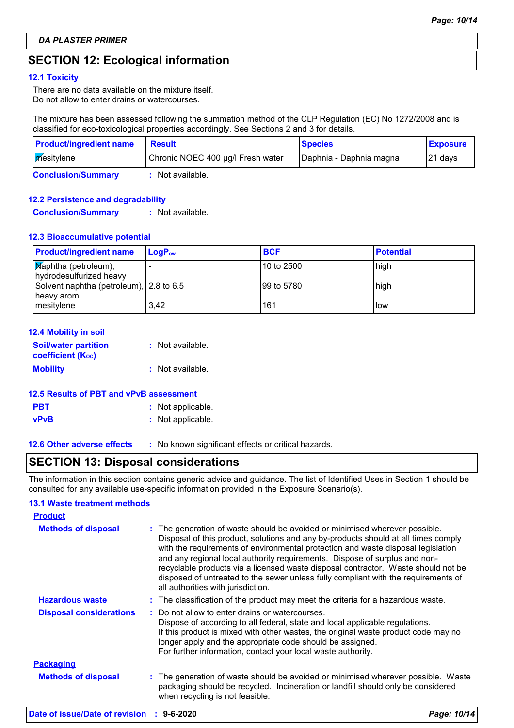**DA PLASTER PRIMER**

## SECTION 12: Ecological information

### 12.1 Toxicity

There are no data available on the mixture itself.
Do not allow to enter drains or watercourses.

The mixture has been assessed following the summation method of the CLP Regulation (EC) No 1272/2008 and is classified for eco-toxicological properties accordingly. See Sections 2 and 3 for details.

| Product/ingredient name | Result | Species | Exposure |
|---|---|---|---|
| mesitylene | Chronic NOEC 400 µg/l Fresh water | Daphnia - Daphnia magna | 21 days |

**Conclusion/Summary** : Not available.

### 12.2 Persistence and degradability

**Conclusion/Summary** : Not available.

### 12.3 Bioaccumulative potential

| Product/ingredient name | $LogP_{ow}$ | BCF | Potential |
|---|---|---|---|
| Naphtha (petroleum), hydrodesulfurized heavy | - | 10 to 2500 | high |
| Solvent naphtha (petroleum), heavy arom. | 2.8 to 6.5 | 99 to 5780 | high |
| mesitylene | 3,42 | 161 | low |

### 12.4 Mobility in soil

**Soil/water partition coefficient ($K_{OC}$)** : Not available.

**Mobility** : Not available.

### 12.5 Results of PBT and vPvB assessment

**PBT** : Not applicable.

**vPvB** : Not applicable.

### 12.6 Other adverse effects

: No known significant effects or critical hazards.

## SECTION 13: Disposal considerations

The information in this section contains generic advice and guidance. The list of Identified Uses in Section 1 should be consulted for any available use-specific information provided in the Exposure Scenario(s).

### 13.1 Waste treatment methods

**Product**

**Methods of disposal** : The generation of waste should be avoided or minimised wherever possible. Disposal of this product, solutions and any by-products should at all times comply with the requirements of environmental protection and waste disposal legislation and any regional local authority requirements. Dispose of surplus and non-recyclable products via a licensed waste disposal contractor. Waste should not be disposed of untreated to the sewer unless fully compliant with the requirements of all authorities with jurisdiction.

**Hazardous waste** : The classification of the product may meet the criteria for a hazardous waste.

**Disposal considerations** : Do not allow to enter drains or watercourses.
Dispose of according to all federal, state and local applicable regulations.
If this product is mixed with other wastes, the original waste product code may no longer apply and the appropriate code should be assigned.
For further information, contact your local waste authority.

**Packaging**

**Methods of disposal** : The generation of waste should be avoided or minimised wherever possible. Waste packaging should be recycled. Incineration or landfill should only be considered when recycling is not feasible.

**Date of issue/Date of revision** : **9-6-2020**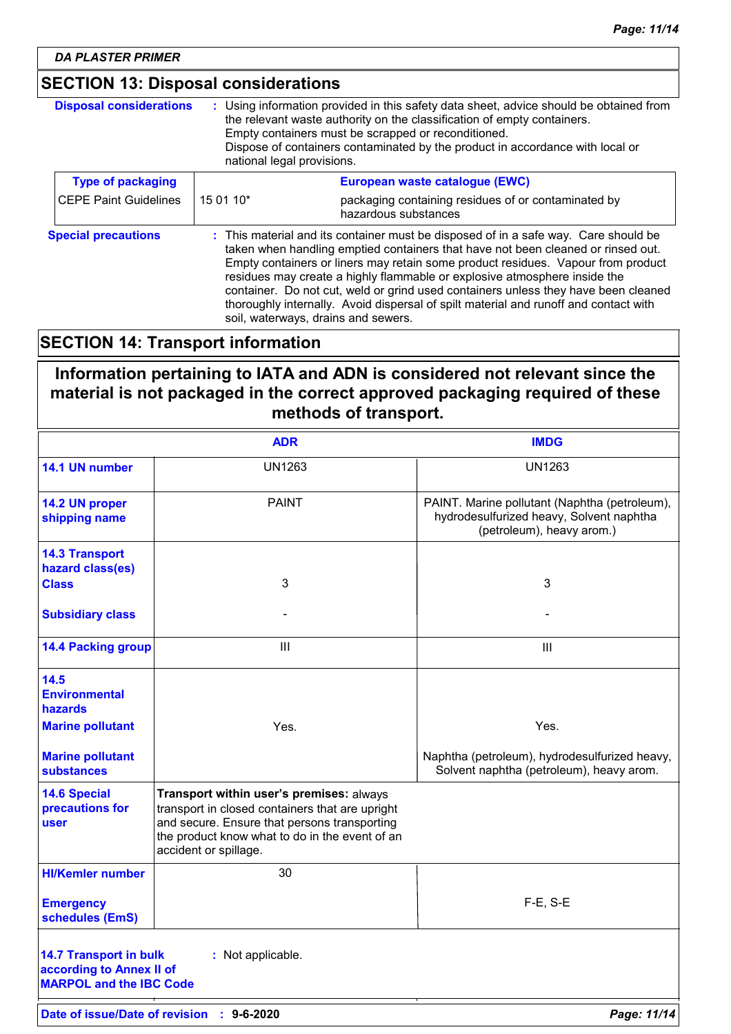DA PLASTER PRIMER

## SECTION 13: Disposal considerations

**Disposal considerations** : Using information provided in this safety data sheet, advice should be obtained from the relevant waste authority on the classification of empty containers.
Empty containers must be scrapped or reconditioned.
Dispose of containers contaminated by the product in accordance with local or national legal provisions.

| Type of packaging | European waste catalogue (EWC) | |
|---|---|---|
| CEPE Paint Guidelines | 15 01 10* | packaging containing residues of or contaminated by hazardous substances |

**Special precautions** : This material and its container must be disposed of in a safe way. Care should be taken when handling emptied containers that have not been cleaned or rinsed out. Empty containers or liners may retain some product residues. Vapour from product residues may create a highly flammable or explosive atmosphere inside the container. Do not cut, weld or grind used containers unless they have been cleaned thoroughly internally. Avoid dispersal of spilt material and runoff and contact with soil, waterways, drains and sewers.

## SECTION 14: Transport information

**Information pertaining to IATA and ADN is considered not relevant since the material is not packaged in the correct approved packaging required of these methods of transport.**

| | ADR | IMDG |
|---|---|---|
| 14.1 UN number | UN1263 | UN1263 |
| 14.2 UN proper shipping name | PAINT | PAINT. Marine pollutant (Naphtha (petroleum), hydrodesulfurized heavy, Solvent naphtha (petroleum), heavy arom.) |
| 14.3 Transport hazard class(es) Class | 3 | 3 |
| Subsidiary class | - | - |
| 14.4 Packing group | III | III |
| 14.5 Environmental hazards Marine pollutant | Yes. | Yes. |
| Marine pollutant substances | | Naphtha (petroleum), hydrodesulfurized heavy, Solvent naphtha (petroleum), heavy arom. |
| 14.6 Special precautions for user | **Transport within user's premises:** always transport in closed containers that are upright and secure. Ensure that persons transporting the product know what to do in the event of an accident or spillage. | |
| HI/Kemler number | 30 | |
| Emergency schedules (EmS) | | F-E, S-E |

**14.7 Transport in bulk according to Annex II of MARPOL and the IBC Code** : Not applicable.

**Date of issue/Date of revision** : **9-6-2020**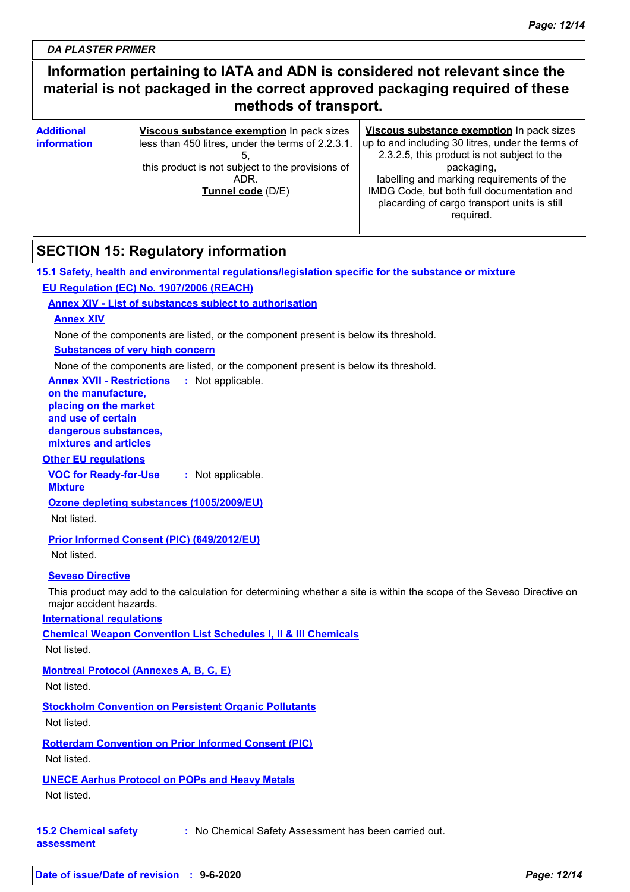**DA PLASTER PRIMER**

**Information pertaining to IATA and ADN is considered not relevant since the material is not packaged in the correct approved packaging required of these methods of transport.**

| | | |
|---|---|---|
| **Additional information** | **Viscous substance exemption** In pack sizes less than 450 litres, under the terms of 2.2.3.1.5, this product is not subject to the provisions of ADR. **Tunnel code** (D/E) | **Viscous substance exemption** In pack sizes up to and including 30 litres, under the terms of 2.3.2.5, this product is not subject to the packaging, labelling and marking requirements of the IMDG Code, but both full documentation and placarding of cargo transport units is still required. |

## SECTION 15: Regulatory information

### 15.1 Safety, health and environmental regulations/legislation specific for the substance or mixture

**EU Regulation (EC) No. 1907/2006 (REACH)**

**Annex XIV - List of substances subject to authorisation**

**Annex XIV**

None of the components are listed, or the component present is below its threshold.

**Substances of very high concern**

None of the components are listed, or the component present is below its threshold.

**Annex XVII - Restrictions on the manufacture, placing on the market and use of certain dangerous substances, mixtures and articles** : Not applicable.

**Other EU regulations**

**VOC for Ready-for-Use Mixture** : Not applicable.

**Ozone depleting substances (1005/2009/EU)**

Not listed.

**Prior Informed Consent (PIC) (649/2012/EU)**

Not listed.

**Seveso Directive**

This product may add to the calculation for determining whether a site is within the scope of the Seveso Directive on major accident hazards.

**International regulations**

**Chemical Weapon Convention List Schedules I, II & III Chemicals**

Not listed.

**Montreal Protocol (Annexes A, B, C, E)**

Not listed.

**Stockholm Convention on Persistent Organic Pollutants**

Not listed.

**Rotterdam Convention on Prior Informed Consent (PIC)**

Not listed.

**UNECE Aarhus Protocol on POPs and Heavy Metals**

Not listed.

**15.2 Chemical safety assessment** : No Chemical Safety Assessment has been carried out.

**Date of issue/Date of revision** : **9-6-2020**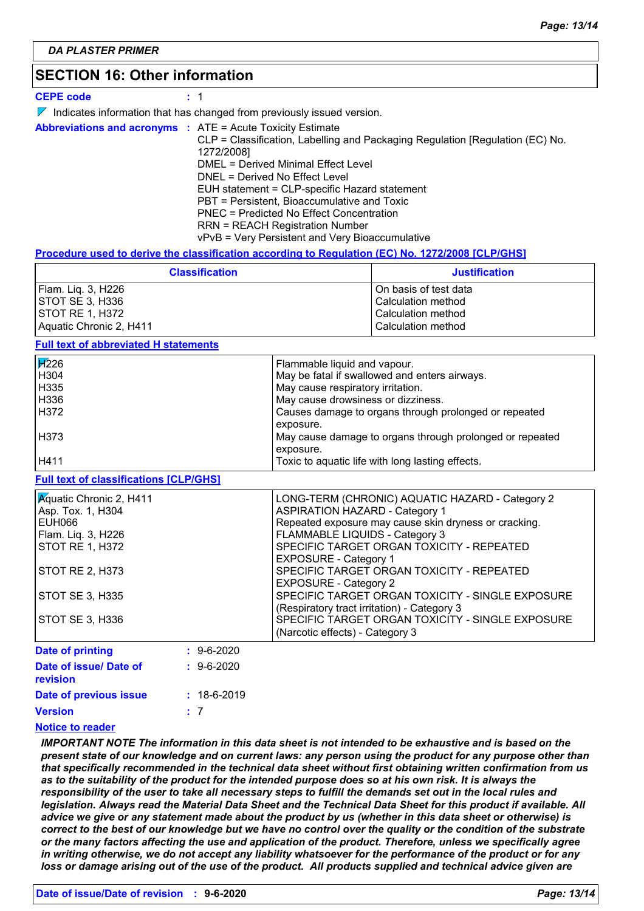DA PLASTER PRIMER

## SECTION 16: Other information

**CEPE code** : 1

Indicates information that has changed from previously issued version.

**Abbreviations and acronyms** : ATE = Acute Toxicity Estimate
CLP = Classification, Labelling and Packaging Regulation [Regulation (EC) No. 1272/2008]
DMEL = Derived Minimal Effect Level
DNEL = Derived No Effect Level
EUH statement = CLP-specific Hazard statement
PBT = Persistent, Bioaccumulative and Toxic
PNEC = Predicted No Effect Concentration
RRN = REACH Registration Number
vPvB = Very Persistent and Very Bioaccumulative

**Procedure used to derive the classification according to Regulation (EC) No. 1272/2008 [CLP/GHS]**

| Classification | Justification |
|---|---|
| Flam. Liq. 3, H226 | On basis of test data |
| STOT SE 3, H336 | Calculation method |
| STOT RE 1, H372 | Calculation method |
| Aquatic Chronic 2, H411 | Calculation method |

**Full text of abbreviated H statements**

| | |
|---|---|
| H226 | Flammable liquid and vapour. |
| H304 | May be fatal if swallowed and enters airways. |
| H335 | May cause respiratory irritation. |
| H336 | May cause drowsiness or dizziness. |
| H372 | Causes damage to organs through prolonged or repeated exposure. |
| H373 | May cause damage to organs through prolonged or repeated exposure. |
| H411 | Toxic to aquatic life with long lasting effects. |

**Full text of classifications [CLP/GHS]**

| | |
|---|---|
| Aquatic Chronic 2, H411 | LONG-TERM (CHRONIC) AQUATIC HAZARD - Category 2 |
| Asp. Tox. 1, H304 | ASPIRATION HAZARD - Category 1 |
| EUH066 | Repeated exposure may cause skin dryness or cracking. |
| Flam. Liq. 3, H226 | FLAMMABLE LIQUIDS - Category 3 |
| STOT RE 1, H372 | SPECIFIC TARGET ORGAN TOXICITY - REPEATED EXPOSURE - Category 1 |
| STOT RE 2, H373 | SPECIFIC TARGET ORGAN TOXICITY - REPEATED EXPOSURE - Category 2 |
| STOT SE 3, H335 | SPECIFIC TARGET ORGAN TOXICITY - SINGLE EXPOSURE (Respiratory tract irritation) - Category 3 |
| STOT SE 3, H336 | SPECIFIC TARGET ORGAN TOXICITY - SINGLE EXPOSURE (Narcotic effects) - Category 3 |

**Date of printing** : 9-6-2020

**Date of issue/ Date of revision** : 9-6-2020

**Date of previous issue** : 18-6-2019

**Version** : 7

**Notice to reader**

***IMPORTANT NOTE The information in this data sheet is not intended to be exhaustive and is based on the present state of our knowledge and on current laws: any person using the product for any purpose other than that specifically recommended in the technical data sheet without first obtaining written confirmation from us as to the suitability of the product for the intended purpose does so at his own risk. It is always the responsibility of the user to take all necessary steps to fulfill the demands set out in the local rules and legislation. Always read the Material Data Sheet and the Technical Data Sheet for this product if available. All advice we give or any statement made about the product by us (whether in this data sheet or otherwise) is correct to the best of our knowledge but we have no control over the quality or the condition of the substrate or the many factors affecting the use and application of the product. Therefore, unless we specifically agree in writing otherwise, we do not accept any liability whatsoever for the performance of the product or for any loss or damage arising out of the use of the product. All products supplied and technical advice given are***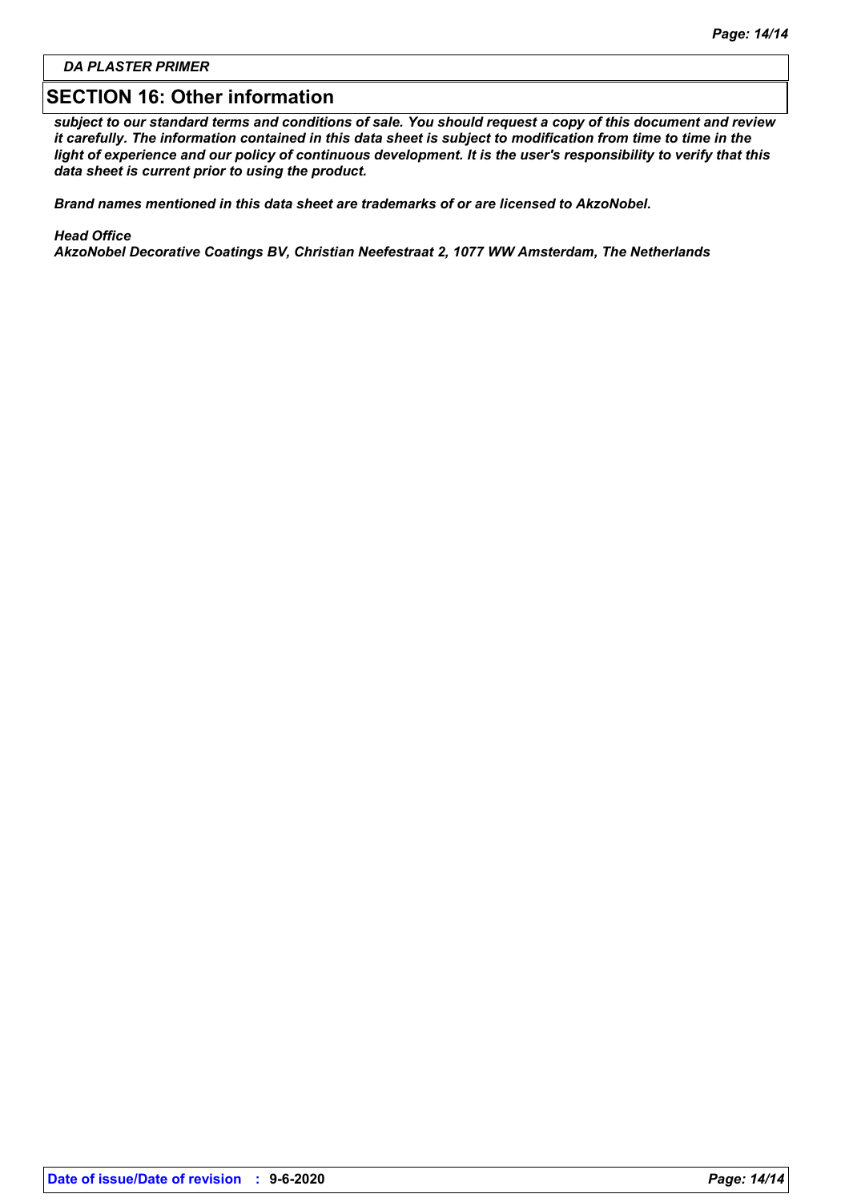## SECTION 16: Other information

***subject to our standard terms and conditions of sale. You should request a copy of this document and review it carefully. The information contained in this data sheet is subject to modification from time to time in the light of experience and our policy of continuous development. It is the user's responsibility to verify that this data sheet is current prior to using the product.***

***Brand names mentioned in this data sheet are trademarks of or are licensed to AkzoNobel.***

***Head Office***
***AkzoNobel Decorative Coatings BV, Christian Neefestraat 2, 1077 WW Amsterdam, The Netherlands***